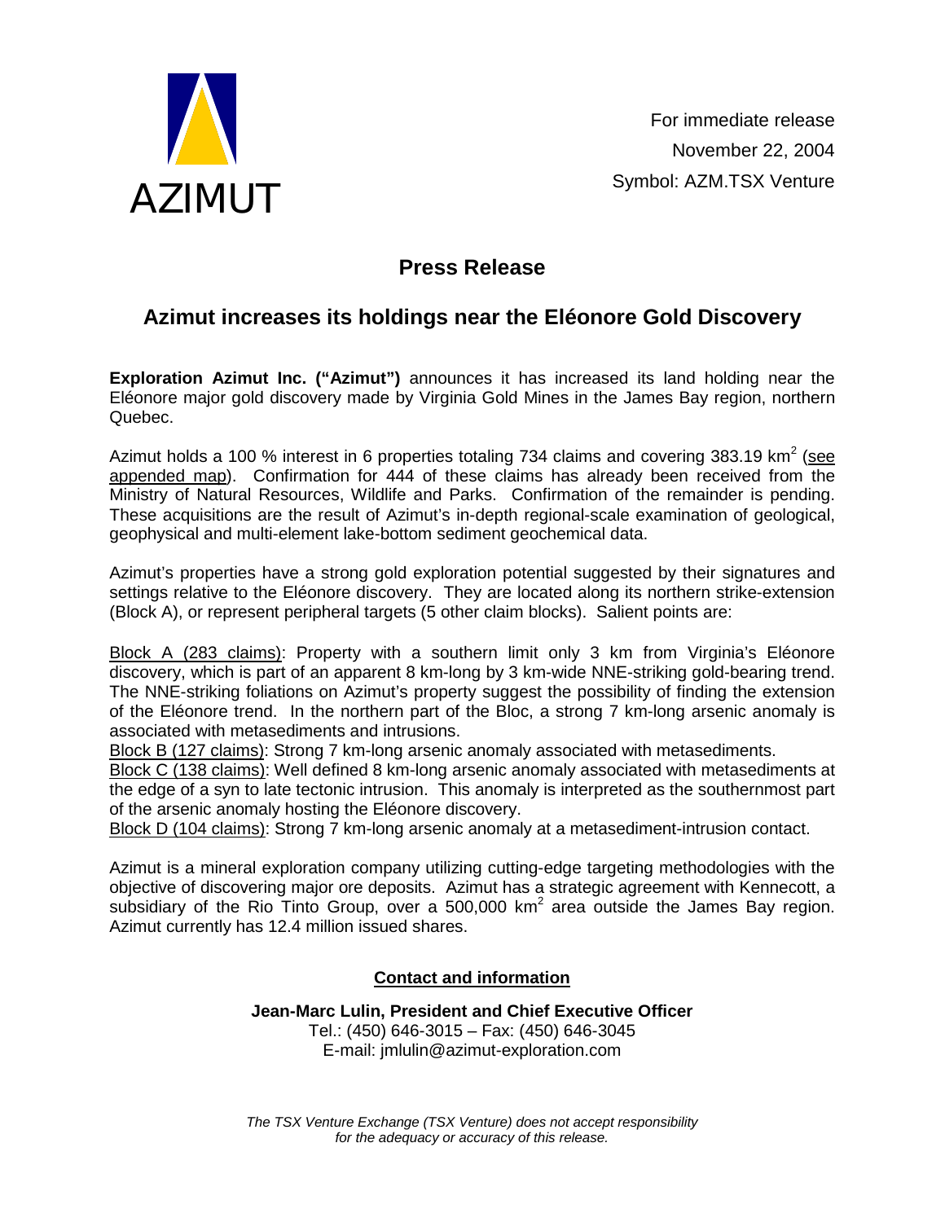AZIMUT

For immediate release
November 22, 2004
Symbol: AZM.TSX Venture

# Press Release

## Azimut increases its holdings near the Eléonore Gold Discovery

**Exploration Azimut Inc. ("Azimut")** announces it has increased its land holding near the Eléonore major gold discovery made by Virginia Gold Mines in the James Bay region, northern Quebec.

Azimut holds a 100 % interest in 6 properties totaling 734 claims and covering 383.19 km$^2$ (see appended map). Confirmation for 444 of these claims has already been received from the Ministry of Natural Resources, Wildlife and Parks. Confirmation of the remainder is pending. These acquisitions are the result of Azimut's in-depth regional-scale examination of geological, geophysical and multi-element lake-bottom sediment geochemical data.

Azimut's properties have a strong gold exploration potential suggested by their signatures and settings relative to the Eléonore discovery. They are located along its northern strike-extension (Block A), or represent peripheral targets (5 other claim blocks). Salient points are:

Block A (283 claims): Property with a southern limit only 3 km from Virginia's Eléonore discovery, which is part of an apparent 8 km-long by 3 km-wide NNE-striking gold-bearing trend. The NNE-striking foliations on Azimut's property suggest the possibility of finding the extension of the Eléonore trend. In the northern part of the Bloc, a strong 7 km-long arsenic anomaly is associated with metasediments and intrusions.
Block B (127 claims): Strong 7 km-long arsenic anomaly associated with metasediments.
Block C (138 claims): Well defined 8 km-long arsenic anomaly associated with metasediments at the edge of a syn to late tectonic intrusion. This anomaly is interpreted as the southernmost part of the arsenic anomaly hosting the Eléonore discovery.
Block D (104 claims): Strong 7 km-long arsenic anomaly at a metasediment-intrusion contact.

Azimut is a mineral exploration company utilizing cutting-edge targeting methodologies with the objective of discovering major ore deposits. Azimut has a strategic agreement with Kennecott, a subsidiary of the Rio Tinto Group, over a 500,000 km$^2$ area outside the James Bay region. Azimut currently has 12.4 million issued shares.

**Contact and information**

**Jean-Marc Lulin, President and Chief Executive Officer**
Tel.: (450) 646-3015 – Fax: (450) 646-3045
E-mail: jmlulin@azimut-exploration.com

*The TSX Venture Exchange (TSX Venture) does not accept responsibility for the adequacy or accuracy of this release.*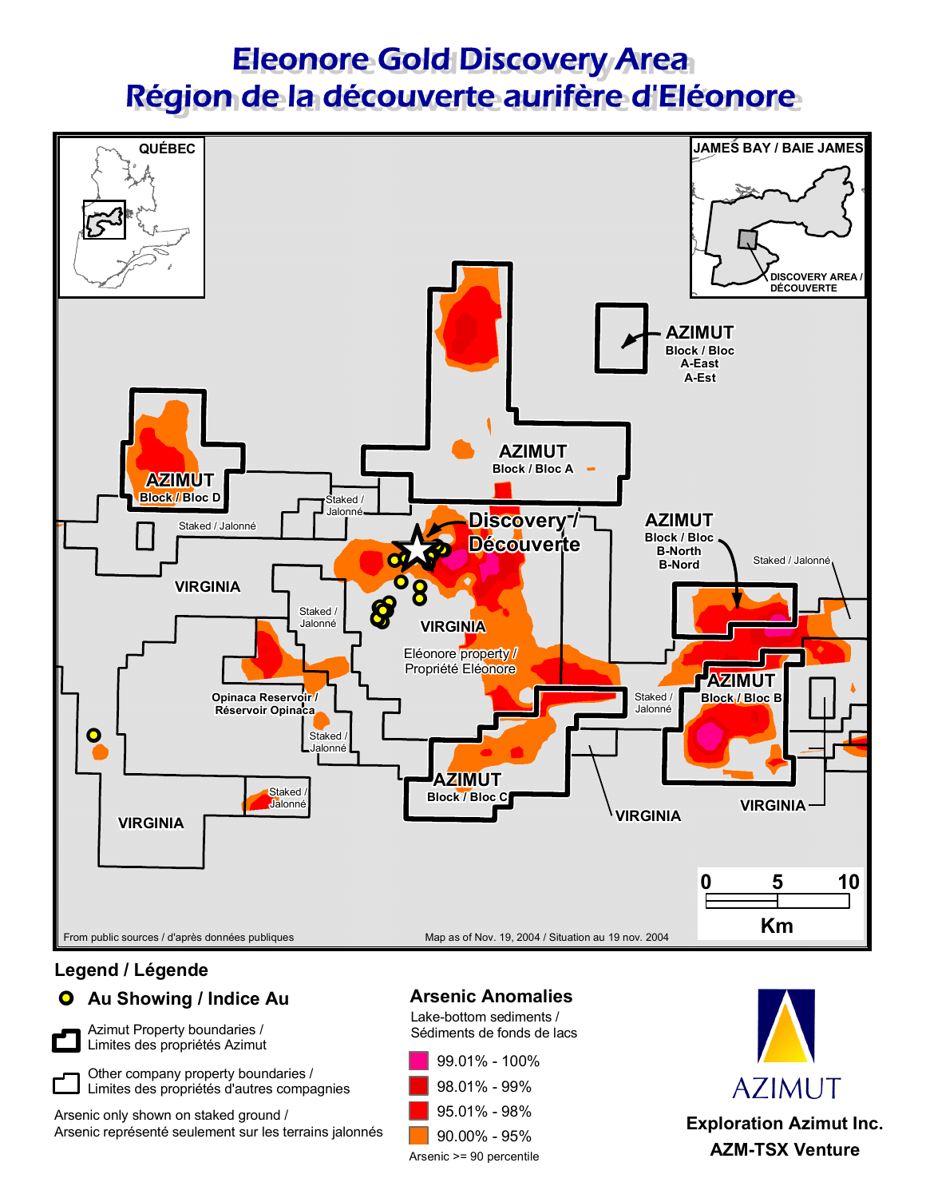# Eleonore Gold Discovery Area
# Région de la découverte aurifère d'Eléonore

QUÉBEC

JAMES BAY / BAIE JAMES

DISCOVERY AREA / DÉCOUVERTE

AZIMUT Block / Bloc A-East A-Est

AZIMUT Block / Bloc A

AZIMUT Block / Bloc D

Staked / Jalonné

Discovery / Découverte

AZIMUT Block / Bloc B-North B-Nord

VIRGINIA

Eléonore property / Propriété Eléonore

Opinaca Reservoir / Réservoir Opinaca

AZIMUT Block / Bloc B

AZIMUT Block / Bloc C

0 5 10

Km

From public sources / d'après données publiques

Map as of Nov. 19, 2004 / Situation au 19 nov. 2004

## Legend / Légende

- Au Showing / Indice Au
- Azimut Property boundaries / Limites des propriétés Azimut
- Other company property boundaries / Limites des propriétés d'autres compagnies

Arsenic only shown on staked ground / Arsenic représenté seulement sur les terrains jalonnés

**Arsenic Anomalies**

Lake-bottom sediments / Sédiments de fonds de lacs

- 99.01% - 100%
- 98.01% - 99%
- 95.01% - 98%
- 90.00% - 95%

Arsenic >= 90 percentile

AZIMUT

**Exploration Azimut Inc.**

**AZM-TSX Venture**